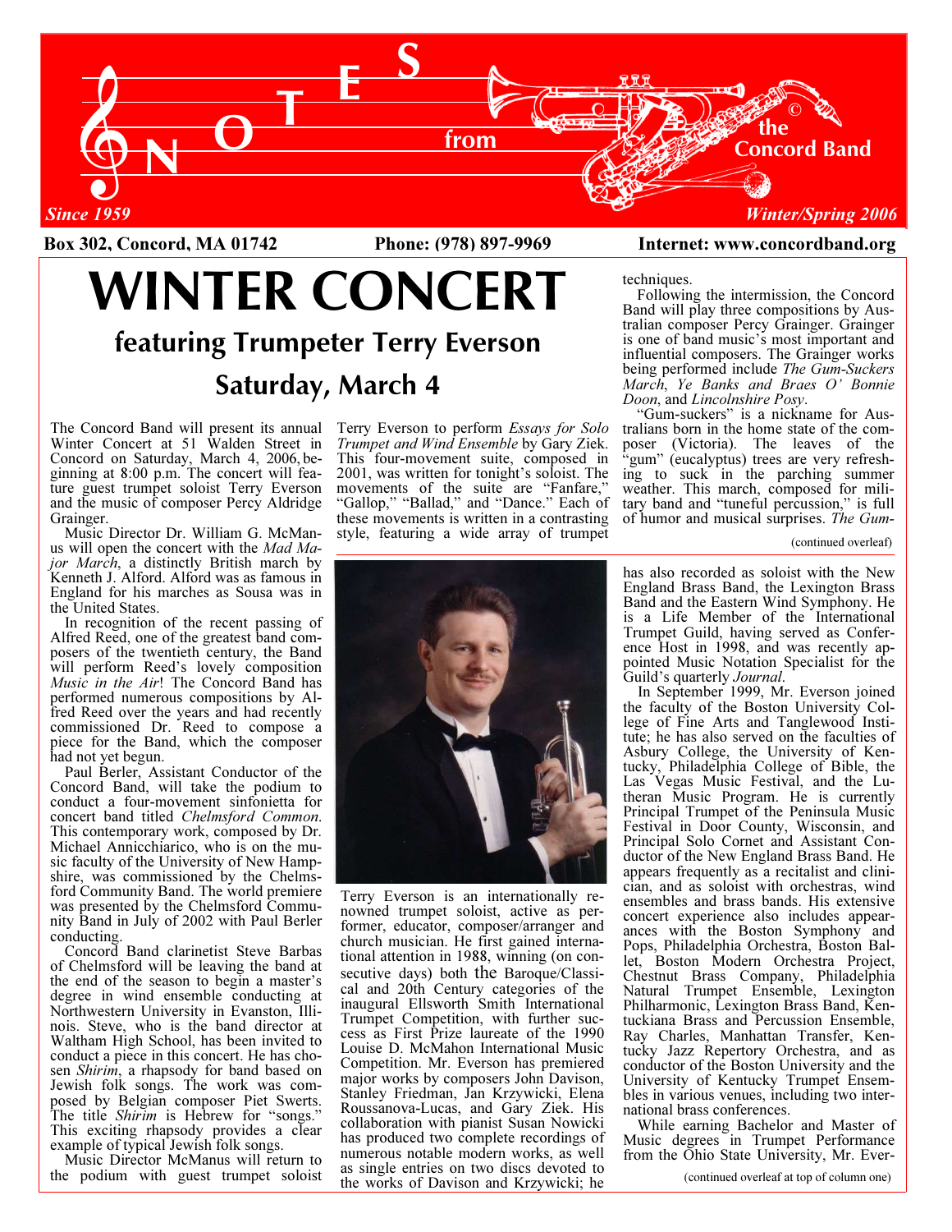# NOTES from the Concord Band

*Since 1959* — *Winter/Spring 2006*

**Box 302, Concord, MA 01742** **Phone: (978) 897-9969** **Internet: www.concordband.org**

# WINTER CONCERT

## featuring Trumpeter Terry Everson

## Saturday, March 4

The Concord Band will present its annual Winter Concert at 51 Walden Street in Concord on Saturday, March 4, 2006, beginning at 8:00 p.m. The concert will feature guest trumpet soloist Terry Everson and the music of composer Percy Aldridge Grainger.

Music Director Dr. William G. McManus will open the concert with the *Mad Major March*, a distinctly British march by Kenneth J. Alford. Alford was as famous in England for his marches as Sousa was in the United States.

In recognition of the recent passing of Alfred Reed, one of the greatest band composers of the twentieth century, the Band will perform Reed's lovely composition *Music in the Air*! The Concord Band has performed numerous compositions by Alfred Reed over the years and had recently commissioned Dr. Reed to compose a piece for the Band, which the composer had not yet begun.

Paul Berler, Assistant Conductor of the Concord Band, will take the podium to conduct a four-movement sinfonietta for concert band titled *Chelmsford Common*. This contemporary work, composed by Dr. Michael Annicchiarico, who is on the music faculty of the University of New Hampshire, was commissioned by the Chelmsford Community Band. The world premiere was presented by the Chelmsford Community Band in July of 2002 with Paul Berler conducting.

Concord Band clarinetist Steve Barbas of Chelmsford will be leaving the band at the end of the season to begin a master's degree in wind ensemble conducting at Northwestern University in Evanston, Illinois. Steve, who is the band director at Waltham High School, has been invited to conduct a piece in this concert. He has chosen *Shirim*, a rhapsody for band based on Jewish folk songs. The work was composed by Belgian composer Piet Swerts. The title *Shirim* is Hebrew for "songs." This exciting rhapsody provides a clear example of typical Jewish folk songs.

Music Director McManus will return to the podium with guest trumpet soloist Terry Everson to perform *Essays for Solo Trumpet and Wind Ensemble* by Gary Ziek. This four-movement suite, composed in 2001, was written for tonight's soloist. The movements of the suite are "Fanfare," "Gallop," "Ballad," and "Dance." Each of these movements is written in a contrasting style, featuring a wide array of trumpet techniques.

Following the intermission, the Concord Band will play three compositions by Australian composer Percy Grainger. Grainger is one of band music's most important and influential composers. The Grainger works being performed include *The Gum-Suckers March*, *Ye Banks and Braes O' Bonnie Doon*, and *Lincolnshire Posy*.

"Gum-suckers" is a nickname for Australians born in the home state of the composer (Victoria). The leaves of the "gum" (eucalyptus) trees are very refreshing to suck in the parching summer weather. This march, composed for military band and "tuneful percussion," is full of humor and musical surprises. *The Gum-*

(continued overleaf)

Terry Everson is an internationally renowned trumpet soloist, active as performer, educator, composer/arranger and church musician. He first gained international attention in 1988, winning (on consecutive days) both the Baroque/Classical and 20th Century categories of the inaugural Ellsworth Smith International Trumpet Competition, with further success as First Prize laureate of the 1990 Louise D. McMahon International Music Competition. Mr. Everson has premiered major works by composers John Davison, Stanley Friedman, Jan Krzywicki, Elena Roussanova-Lucas, and Gary Ziek. His collaboration with pianist Susan Nowicki has produced two complete recordings of numerous notable modern works, as well as single entries on two discs devoted to the works of Davison and Krzywicki; he has also recorded as soloist with the New England Brass Band, the Lexington Brass Band and the Eastern Wind Symphony. He is a Life Member of the International Trumpet Guild, having served as Conference Host in 1998, and was recently appointed Music Notation Specialist for the Guild's quarterly *Journal*.

In September 1999, Mr. Everson joined the faculty of the Boston University College of Fine Arts and Tanglewood Institute; he has also served on the faculties of Asbury College, the University of Kentucky, Philadelphia College of Bible, the Las Vegas Music Festival, and the Lutheran Music Program. He is currently Principal Trumpet of the Peninsula Music Festival in Door County, Wisconsin, and Principal Solo Cornet and Assistant Conductor of the New England Brass Band. He appears frequently as a recitalist and clinician, and as soloist with orchestras, wind ensembles and brass bands. His extensive concert experience also includes appearances with the Boston Symphony and Pops, Philadelphia Orchestra, Boston Ballet, Boston Modern Orchestra Project, Chestnut Brass Company, Philadelphia Natural Trumpet Ensemble, Lexington Philharmonic, Lexington Brass Band, Kentuckiana Brass and Percussion Ensemble, Ray Charles, Manhattan Transfer, Kentucky Jazz Repertory Orchestra, and as conductor of the Boston University and the University of Kentucky Trumpet Ensembles in various venues, including two international brass conferences.

While earning Bachelor and Master of Music degrees in Trumpet Performance from the Ohio State University, Mr. Ever-

(continued overleaf at top of column one)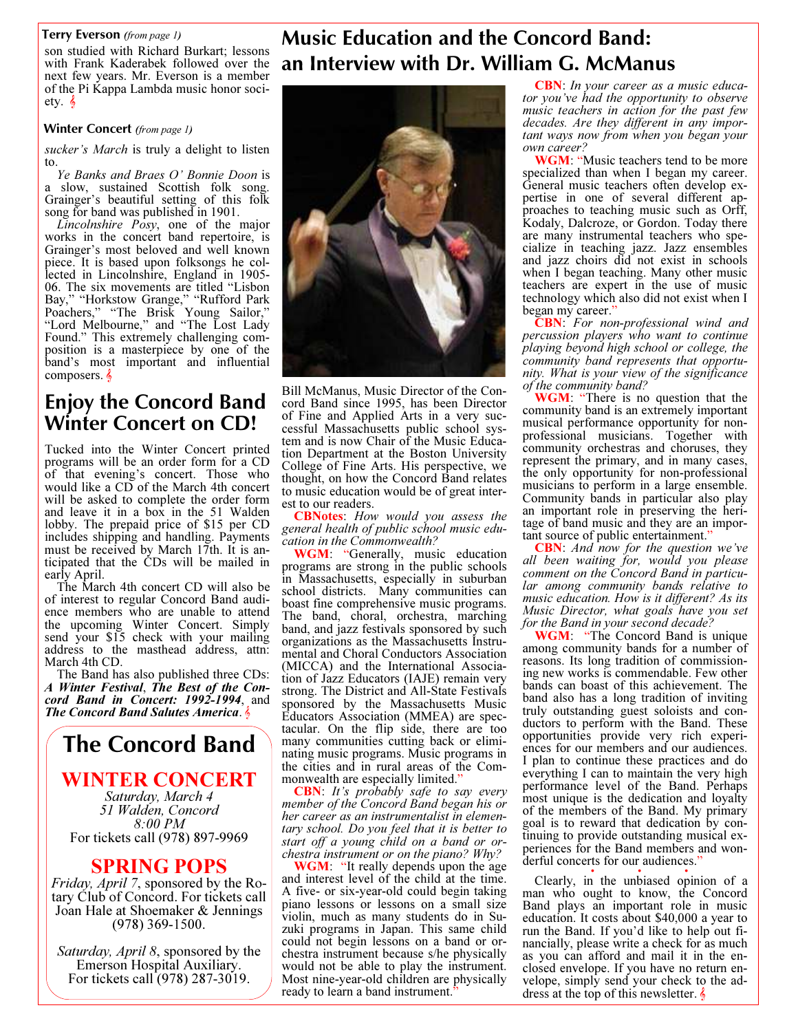**Terry Everson** *(from page 1)*

son studied with Richard Burkart; lessons with Frank Kaderabek followed over the next few years. Mr. Everson is a member of the Pi Kappa Lambda music honor society.

**Winter Concert** *(from page 1)*

*sucker's March* is truly a delight to listen to.

*Ye Banks and Braes O' Bonnie Doon* is a slow, sustained Scottish folk song. Grainger's beautiful setting of this folk song for band was published in 1901.

*Lincolnshire Posy*, one of the major works in the concert band repertoire, is Grainger's most beloved and well known piece. It is based upon folksongs he collected in Lincolnshire, England in 1905-06. The six movements are titled "Lisbon Bay," "Horkstow Grange," "Rufford Park Poachers," "The Brisk Young Sailor," "Lord Melbourne," and "The Lost Lady Found." This extremely challenging composition is a masterpiece by one of the band's most important and influential composers.

## Enjoy the Concord Band Winter Concert on CD!

Tucked into the Winter Concert printed programs will be an order form for a CD of that evening's concert. Those who would like a CD of the March 4th concert will be asked to complete the order form and leave it in a box in the 51 Walden lobby. The prepaid price of $15 per CD includes shipping and handling. Payments must be received by March 17th. It is anticipated that the CDs will be mailed in early April.

The March 4th concert CD will also be of interest to regular Concord Band audience members who are unable to attend the upcoming Winter Concert. Simply send your $15 check with your mailing address to the masthead address, attn: March 4th CD.

The Band has also published three CDs: ***A Winter Festival***, ***The Best of the Concord Band in Concert: 1992-1994***, and ***The Concord Band Salutes America***.

## The Concord Band

### WINTER CONCERT

*Saturday, March 4*
*51 Walden, Concord*
*8:00 PM*
For tickets call (978) 897-9969

### SPRING POPS

*Friday, April 7*, sponsored by the Rotary Club of Concord. For tickets call Joan Hale at Shoemaker & Jennings (978) 369-1500.

*Saturday, April 8*, sponsored by the Emerson Hospital Auxiliary. For tickets call (978) 287-3019.

# Music Education and the Concord Band: an Interview with Dr. William G. McManus

Bill McManus, Music Director of the Concord Band since 1995, has been Director of Fine and Applied Arts in a very successful Massachusetts public school system and is now Chair of the Music Education Department at the Boston University College of Fine Arts. His perspective, we thought, on how the Concord Band relates to music education would be of great interest to our readers.

**CBNotes**: *How would you assess the general health of public school music education in the Commonwealth?*

**WGM**: "Generally, music education programs are strong in the public schools in Massachusetts, especially in suburban school districts. Many communities can boast fine comprehensive music programs. The band, choral, orchestra, marching band, and jazz festivals sponsored by such organizations as the Massachusetts Instrumental and Choral Conductors Association (MICCA) and the International Association of Jazz Educators (IAJE) remain very strong. The District and All-State Festivals sponsored by the Massachusetts Music Educators Association (MMEA) are spectacular. On the flip side, there are too many communities cutting back or eliminating music programs. Music programs in the cities and in rural areas of the Commonwealth are especially limited."

**CBN**: *It's probably safe to say every member of the Concord Band began his or her career as an instrumentalist in elementary school. Do you feel that it is better to start off a young child on a band or orchestra instrument or on the piano? Why?*

**WGM**: "It really depends upon the age and interest level of the child at the time. A five- or six-year-old could begin taking piano lessons or lessons on a small size violin, much as many students do in Suzuki programs in Japan. This same child could not begin lessons on a band or orchestra instrument because s/he physically would not be able to play the instrument. Most nine-year-old children are physically ready to learn a band instrument."

**CBN**: *In your career as a music educator you've had the opportunity to observe music teachers in action for the past few decades. Are they different in any important ways now from when you began your own career?*

**WGM**: "Music teachers tend to be more specialized than when I began my career. General music teachers often develop expertise in one of several different approaches to teaching music such as Orff, Kodaly, Dalcroze, or Gordon. Today there are many instrumental teachers who specialize in teaching jazz. Jazz ensembles and jazz choirs did not exist in schools when I began teaching. Many other music teachers are expert in the use of music technology which also did not exist when I began my career."

**CBN**: *For non-professional wind and percussion players who want to continue playing beyond high school or college, the community band represents that opportunity. What is your view of the significance of the community band?*

**WGM**: "There is no question that the community band is an extremely important musical performance opportunity for non-professional musicians. Together with community orchestras and choruses, they represent the primary, and in many cases, the only opportunity for non-professional musicians to perform in a large ensemble. Community bands in particular also play an important role in preserving the heritage of band music and they are an important source of public entertainment."

**CBN**: *And now for the question we've all been waiting for, would you please comment on the Concord Band in particular among community bands relative to music education. How is it different? As its Music Director, what goals have you set for the Band in your second decade?*

**WGM**: "The Concord Band is unique among community bands for a number of reasons. Its long tradition of commissioning new works is commendable. Few other bands can boast of this achievement. The band also has a long tradition of inviting truly outstanding guest soloists and conductors to perform with the Band. These opportunities provide very rich experiences for our members and our audiences. I plan to continue these practices and do everything I can to maintain the very high performance level of the Band. Perhaps most unique is the dedication and loyalty of the members of the Band. My primary goal is to reward that dedication by continuing to provide outstanding musical experiences for the Band members and wonderful concerts for our audiences."

• • •

Clearly, in the unbiased opinion of a man who ought to know, the Concord Band plays an important role in music education. It costs about $40,000 a year to run the Band. If you'd like to help out financially, please write a check for as much as you can afford and mail it in the enclosed envelope. If you have no return envelope, simply send your check to the address at the top of this newsletter.